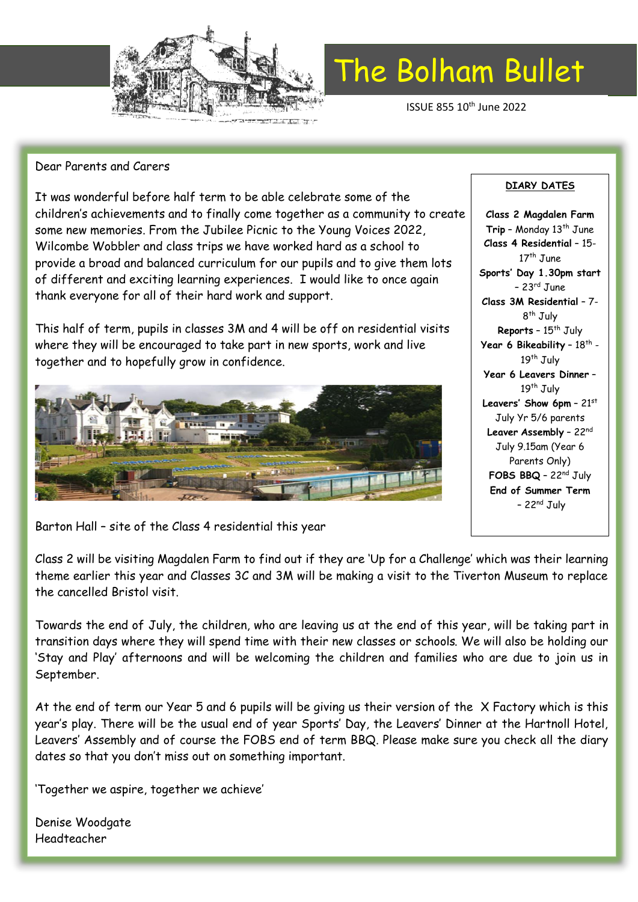# The Bolham Bullet

ISSUE 855 10th June 2022

Dear Parents and Carers

It was wonderful before half term to be able celebrate some of the children's achievements and to finally come together as a community to create some new memories. From the Jubilee Picnic to the Young Voices 2022, Wilcombe Wobbler and class trips we have worked hard as a school to provide a broad and balanced curriculum for our pupils and to give them lots of different and exciting learning experiences. I would like to once again thank everyone for all of their hard work and support.

This half of term, pupils in classes 3M and 4 will be off on residential visits where they will be encouraged to take part in new sports, work and live together and to hopefully grow in confidence.

Barton Hall – site of the Class 4 residential this year

**DIARY DATES**

**Class 2 Magdalen Farm Trip** – Monday 13th June
**Class 4 Residential** – 15-17th June
**Sports' Day 1.30pm start** – 23rd June
**Class 3M Residential** – 7-8th July
**Reports** – 15th July
**Year 6 Bikeability** – 18th - 19th July
**Year 6 Leavers Dinner** – 19th July
**Leavers' Show 6pm** – 21st July Yr 5/6 parents
**Leaver Assembly** – 22nd July 9.15am (Year 6 Parents Only)
**FOBS BBQ** – 22nd July
**End of Summer Term** – 22nd July

Class 2 will be visiting Magdalen Farm to find out if they are 'Up for a Challenge' which was their learning theme earlier this year and Classes 3C and 3M will be making a visit to the Tiverton Museum to replace the cancelled Bristol visit.

Towards the end of July, the children, who are leaving us at the end of this year, will be taking part in transition days where they will spend time with their new classes or schools. We will also be holding our 'Stay and Play' afternoons and will be welcoming the children and families who are due to join us in September.

At the end of term our Year 5 and 6 pupils will be giving us their version of the X Factory which is this year's play. There will be the usual end of year Sports' Day, the Leavers' Dinner at the Hartnoll Hotel, Leavers' Assembly and of course the FOBS end of term BBQ. Please make sure you check all the diary dates so that you don't miss out on something important.

'Together we aspire, together we achieve'

Denise Woodgate
Headteacher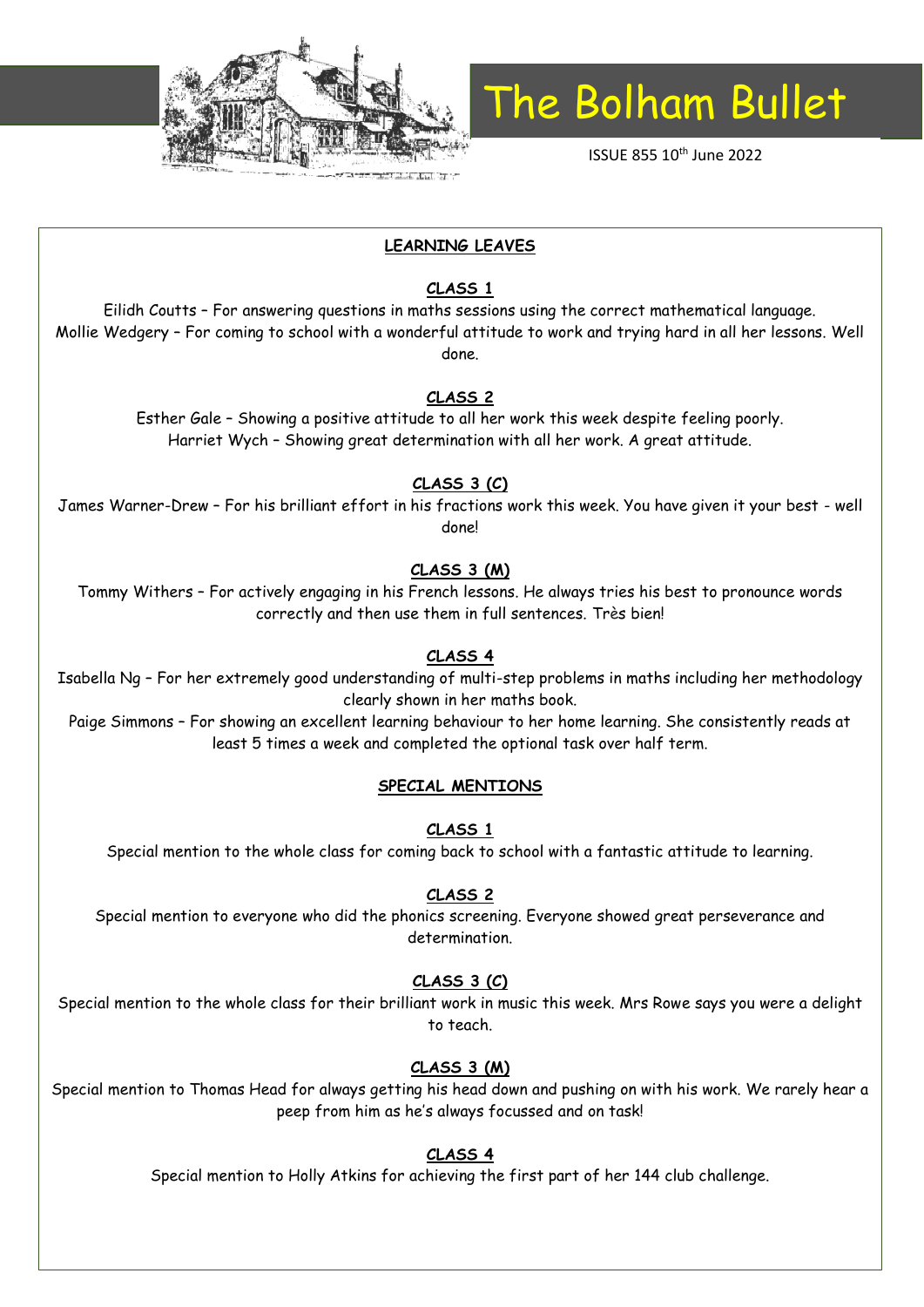# The Bolham Bullet

ISSUE 855 10th June 2022

## LEARNING LEAVES

### CLASS 1

Eilidh Coutts – For answering questions in maths sessions using the correct mathematical language.
Mollie Wedgery – For coming to school with a wonderful attitude to work and trying hard in all her lessons. Well done.

### CLASS 2

Esther Gale – Showing a positive attitude to all her work this week despite feeling poorly.
Harriet Wych – Showing great determination with all her work. A great attitude.

### CLASS 3 (C)

James Warner-Drew – For his brilliant effort in his fractions work this week. You have given it your best - well done!

### CLASS 3 (M)

Tommy Withers – For actively engaging in his French lessons. He always tries his best to pronounce words correctly and then use them in full sentences. Très bien!

### CLASS 4

Isabella Ng – For her extremely good understanding of multi-step problems in maths including her methodology clearly shown in her maths book.
Paige Simmons – For showing an excellent learning behaviour to her home learning. She consistently reads at least 5 times a week and completed the optional task over half term.

## SPECIAL MENTIONS

### CLASS 1

Special mention to the whole class for coming back to school with a fantastic attitude to learning.

### CLASS 2

Special mention to everyone who did the phonics screening. Everyone showed great perseverance and determination.

### CLASS 3 (C)

Special mention to the whole class for their brilliant work in music this week. Mrs Rowe says you were a delight to teach.

### CLASS 3 (M)

Special mention to Thomas Head for always getting his head down and pushing on with his work. We rarely hear a peep from him as he's always focussed and on task!

### CLASS 4

Special mention to Holly Atkins for achieving the first part of her 144 club challenge.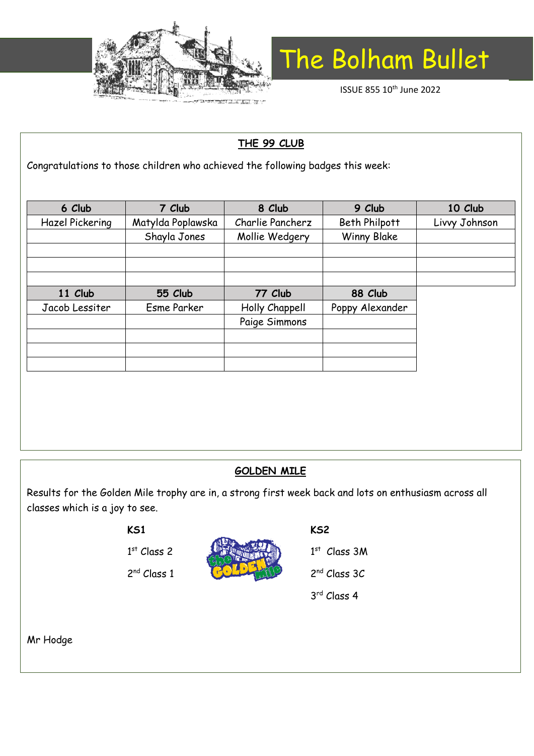# The Bolham Bullet

ISSUE 855 10th June 2022

## THE 99 CLUB

Congratulations to those children who achieved the following badges this week:

| 6 Club | 7 Club | 8 Club | 9 Club | 10 Club |
|---|---|---|---|---|
| Hazel Pickering | Matylda Poplawska | Charlie Pancherz | Beth Philpott | Livvy Johnson |
| | Shayla Jones | Mollie Wedgery | Winny Blake | |
| | | | | |
| | | | | |
| | | | | |
| **11 Club** | **55 Club** | **77 Club** | **88 Club** | |
| Jacob Lessiter | Esme Parker | Holly Chappell | Poppy Alexander | |
| | | Paige Simmons | | |
| | | | | |
| | | | | |
| | | | | |

## GOLDEN MILE

Results for the Golden Mile trophy are in, a strong first week back and lots on enthusiasm across all classes which is a joy to see.

**KS1**

1st Class 2

2nd Class 1

**KS2**

1st Class 3M

2nd Class 3C

3rd Class 4

Mr Hodge